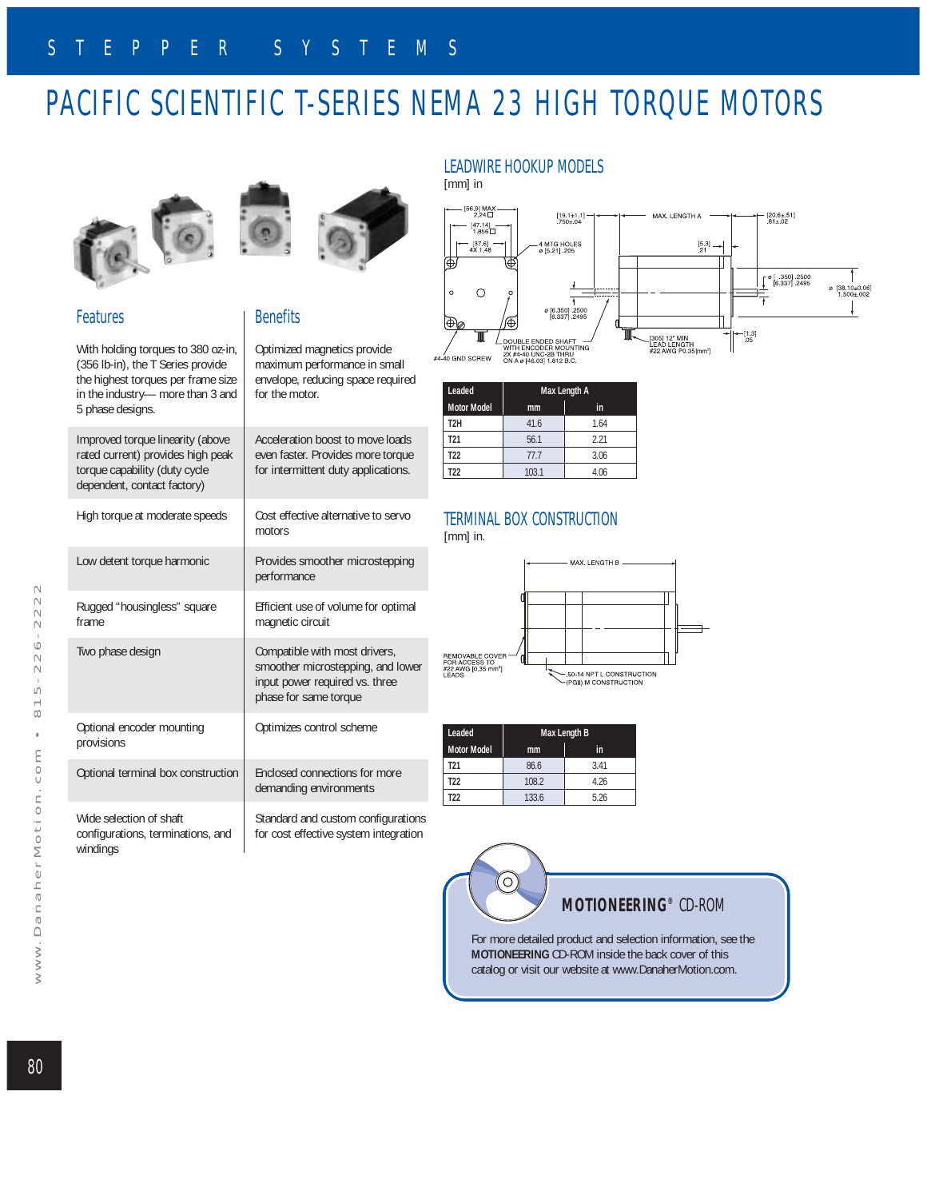# PACIFIC SCIENTIFIC T-SERIES NEMA 23 HIGH TORQUE MOTORS

| Features | Benefits |
|---|---|
| With holding torques to 380 oz-in, (356 lb-in), the T Series provide the highest torques per frame size in the industry— more than 3 and 5 phase designs. | Optimized magnetics provide maximum performance in small envelope, reducing space required for the motor. |
| Improved torque linearity (above rated current) provides high peak torque capability (duty cycle dependent, contact factory) | Acceleration boost to move loads even faster. Provides more torque for intermittent duty applications. |
| High torque at moderate speeds | Cost effective alternative to servo motors |
| Low detent torque harmonic | Provides smoother microstepping performance |
| Rugged “housingless” square frame | Efficient use of volume for optimal magnetic circuit |
| Two phase design | Compatible with most drivers, smoother microstepping, and lower input power required vs. three phase for same torque |
| Optional encoder mounting provisions | Optimizes control scheme |
| Optional terminal box construction | Enclosed connections for more demanding environments |
| Wide selection of shaft configurations, terminations, and windings | Standard and custom configurations for cost effective system integration |

## LEADWIRE HOOKUP MODELS

[mm] in

[56.9] MAX 2.24 □ · [47.14] 1.856 □ · [37.6] 4X 1.48 · 4 MTG HOLES ⌀ [5.21] .205 · [19.1±1.1] .750±.04 · MAX. LENGTH A · [20.6±.51] .81±.02 · [5.3] .21 · ⌀ [6.350] .2500 [6.337] .2495 · ⌀ [38.10±0.06] 1.500±.002 · [1.3] .05 · DOUBLE ENDED SHAFT WITH ENCODER MOUNTING 2X #4-40 UNC-2B THRU ON A ⌀ [46.03] 1.812 B.C. · #4-40 GND SCREW · [305] 12" MIN LEAD LENGTH #22 AWG P0.35[mm²]

| Leaded | Max Length A | |
|---|---|---|
| Motor Model | mm | in |
| T2H | 41.6 | 1.64 |
| T21 | 56.1 | 2.21 |
| T22 | 77.7 | 3.06 |
| T22 | 103.1 | 4.06 |

## TERMINAL BOX CONSTRUCTION

[mm] in.

MAX. LENGTH B · REMOVABLE COVER FOR ACCESS TO #22 AWG [0.35 mm²] LEADS · .50-14 NPT L CONSTRUCTION (PGII) M CONSTRUCTION

| Leaded | Max Length B | |
|---|---|---|
| Motor Model | mm | in |
| T21 | 86.6 | 3.41 |
| T22 | 108.2 | 4.26 |
| T22 | 133.6 | 5.26 |

**MOTIONEERING® CD-ROM**

For more detailed product and selection information, see the **MOTIONEERING** CD-ROM inside the back cover of this catalog or visit our website at www.DanaherMotion.com.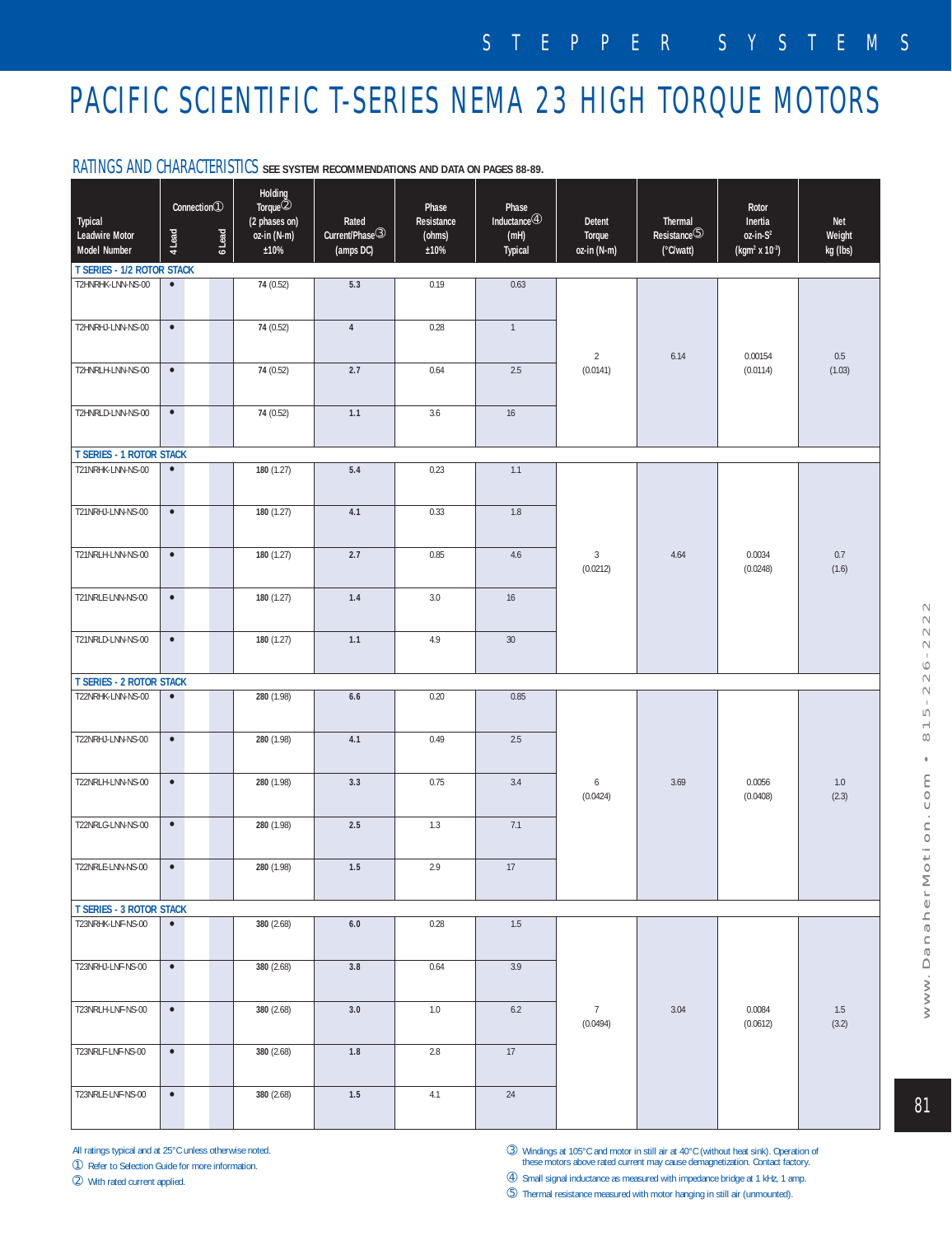# PACIFIC SCIENTIFIC T-SERIES NEMA 23 HIGH TORQUE MOTORS

## RATINGS AND CHARACTERISTICS **SEE SYSTEM RECOMMENDATIONS AND DATA ON PAGES 88-89.**

| Typical Leadwire Motor Model Number | Connection① 4 Lead | Connection① 6 Lead | Holding Torque② (2 phases on) oz-in (N-m) ±10% | Rated Current/Phase③ (amps DC) | Phase Resistance (ohms) ±10% | Phase Inductance④ (mH) Typical | Detent Torque oz-in (N-m) | Thermal Resistance⑤ (°C/watt) | Rotor Inertia oz-in-S² (kgm² x 10⁻³) | Net Weight kg (lbs) |
|---|---|---|---|---|---|---|---|---|---|---|
| **T SERIES - 1/2 ROTOR STACK** | | | | | | | | | | |
| T2HNRHK-LNN-NS-00 | • | | **74** (0.52) | **5.3** | 0.19 | 0.63 | 2 (0.0141) | 6.14 | 0.00154 (0.0114) | 0.5 (1.03) |
| T2HNRHJ-LNN-NS-00 | • | | **74** (0.52) | **4** | 0.28 | 1 | | | | |
| T2HNRLH-LNN-NS-00 | • | | **74** (0.52) | **2.7** | 0.64 | 2.5 | | | | |
| T2HNRLD-LNN-NS-00 | • | | **74** (0.52) | **1.1** | 3.6 | 16 | | | | |
| **T SERIES - 1 ROTOR STACK** | | | | | | | | | | |
| T21NRHK-LNN-NS-00 | • | | **180** (1.27) | **5.4** | 0.23 | 1.1 | 3 (0.0212) | 4.64 | 0.0034 (0.0248) | 0.7 (1.6) |
| T21NRHJ-LNN-NS-00 | • | | **180** (1.27) | **4.1** | 0.33 | 1.8 | | | | |
| T21NRLH-LNN-NS-00 | • | | **180** (1.27) | **2.7** | 0.85 | 4.6 | | | | |
| T21NRLE-LNN-NS-00 | • | | **180** (1.27) | **1.4** | 3.0 | 16 | | | | |
| T21NRLD-LNN-NS-00 | • | | **180** (1.27) | **1.1** | 4.9 | 30 | | | | |
| **T SERIES - 2 ROTOR STACK** | | | | | | | | | | |
| T22NRHK-LNN-NS-00 | • | | **280** (1.98) | **6.6** | 0.20 | 0.85 | 6 (0.0424) | 3.69 | 0.0056 (0.0408) | 1.0 (2.3) |
| T22NRHJ-LNN-NS-00 | • | | **280** (1.98) | **4.1** | 0.49 | 2.5 | | | | |
| T22NRLH-LNN-NS-00 | • | | **280** (1.98) | **3.3** | 0.75 | 3.4 | | | | |
| T22NRLG-LNN-NS-00 | • | | **280** (1.98) | **2.5** | 1.3 | 7.1 | | | | |
| T22NRLE-LNN-NS-00 | • | | **280** (1.98) | **1.5** | 2.9 | 17 | | | | |
| **T SERIES - 3 ROTOR STACK** | | | | | | | | | | |
| T23NRHK-LNF-NS-00 | • | | **380** (2.68) | **6.0** | 0.28 | 1.5 | 7 (0.0494) | 3.04 | 0.0084 (0.0612) | 1.5 (3.2) |
| T23NRHJ-LNF-NS-00 | • | | **380** (2.68) | **3.8** | 0.64 | 3.9 | | | | |
| T23NRLH-LNF-NS-00 | • | | **380** (2.68) | **3.0** | 1.0 | 6.2 | | | | |
| T23NRLF-LNF-NS-00 | • | | **380** (2.68) | **1.8** | 2.8 | 17 | | | | |
| T23NRLE-LNF-NS-00 | • | | **380** (2.68) | **1.5** | 4.1 | 24 | | | | |

All ratings typical and at 25°C unless otherwise noted.

① Refer to Selection Guide for more information.

② With rated current applied.

③ Windings at 105°C and motor in still air at 40°C (without heat sink). Operation of these motors above rated current may cause demagnetization. Contact factory.

④ Small signal inductance as measured with impedance bridge at 1 kHz, 1 amp.

⑤ Thermal resistance measured with motor hanging in still air (unmounted).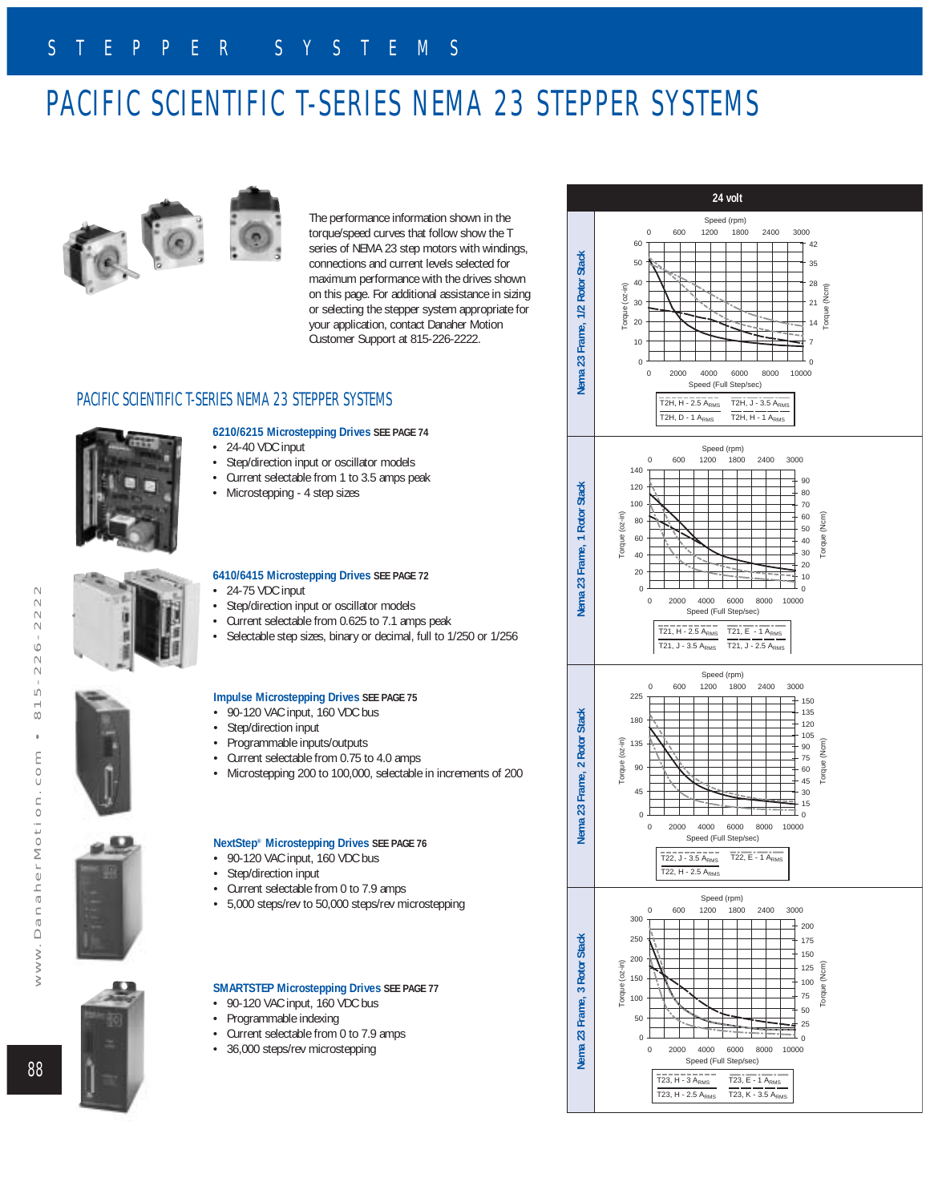# PACIFIC SCIENTIFIC T-SERIES NEMA 23 STEPPER SYSTEMS

The performance information shown in the torque/speed curves that follow show the T series of NEMA 23 step motors with windings, connections and current levels selected for maximum performance with the drives shown on this page. For additional assistance in sizing or selecting the stepper system appropriate for your application, contact Danaher Motion Customer Support at 815-226-2222.

## PACIFIC SCIENTIFIC T-SERIES NEMA 23 STEPPER SYSTEMS

### 6210/6215 Microstepping Drives SEE PAGE 74

- 24-40 VDC input
- Step/direction input or oscillator models
- Current selectable from 1 to 3.5 amps peak
- Microstepping - 4 step sizes

### 6410/6415 Microstepping Drives SEE PAGE 72

- 24-75 VDC input
- Step/direction input or oscillator models
- Current selectable from 0.625 to 7.1 amps peak
- Selectable step sizes, binary or decimal, full to 1/250 or 1/256

### Impulse Microstepping Drives SEE PAGE 75

- 90-120 VAC input, 160 VDC bus
- Step/direction input
- Programmable inputs/outputs
- Current selectable from 0.75 to 4.0 amps
- Microstepping 200 to 100,000, selectable in increments of 200

### NextStep® Microstepping Drives SEE PAGE 76

- 90-120 VAC input, 160 VDC bus
- Step/direction input
- Current selectable from 0 to 7.9 amps
- 5,000 steps/rev to 50,000 steps/rev microstepping

### SMARTSTEP Microstepping Drives SEE PAGE 77

- 90-120 VAC input, 160 VDC bus
- Programmable indexing
- Current selectable from 0 to 7.9 amps
- 36,000 steps/rev microstepping

## 24 volt

**Nema 23 Frame, 1/2 Rotor Stack**

Legend: T2H, H - 2.5 $A_{RMS}$; T2H, J - 3.5 $A_{RMS}$; T2H, D - 1 $A_{RMS}$; T2H, H - 1 $A_{RMS}$

**Nema 23 Frame, 1 Rotor Stack**

Legend: T21, H - 2.5 $A_{RMS}$; T21, E - 1 $A_{RMS}$; T21, J - 3.5 $A_{RMS}$; T21, J - 2.5 $A_{RMS}$

**Nema 23 Frame, 2 Rotor Stack**

Legend: T22, J - 3.5 $A_{RMS}$; T22, E - 1 $A_{RMS}$; T22, H - 2.5 $A_{RMS}$

**Nema 23 Frame, 3 Rotor Stack**

Legend: T23, H - 3 $A_{RMS}$; T23, E - 1 $A_{RMS}$; T23, H - 2.5 $A_{RMS}$; T23, K - 3.5 $A_{RMS}$

(Axes for all charts: Torque (oz-in) / Torque (Ncm) vs. Speed (Full Step/sec) and Speed (rpm))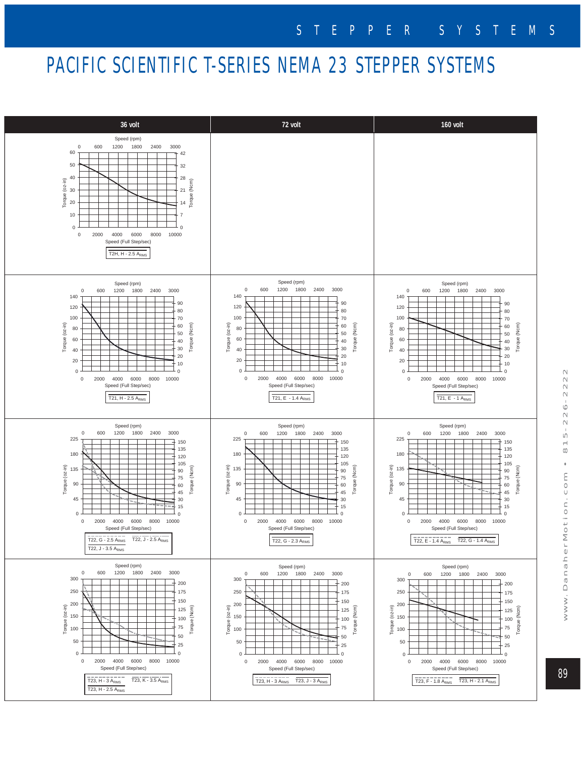# PACIFIC SCIENTIFIC T-SERIES NEMA 23 STEPPER SYSTEMS

## 36 volt

Speed (rpm)
0 600 1200 1800 2400 3000
Torque (oz-in) 0 10 20 30 40 50 60
Torque (Ncm) 0 7 14 21 28 32 42
0 2000 4000 6000 8000 10000
Speed (Full Step/sec)
T2H, H - 2.5 ARMS

Speed (rpm)
0 600 1200 1800 2400 3000
Torque (oz-in) 0 20 40 60 80 100 120 140
Torque (Ncm) 0 10 20 30 40 50 60 70 80 90
0 2000 4000 6000 8000 10000
Speed (Full Step/sec)
T21, H - 2.5 ARMS

Speed (rpm)
0 600 1200 1800 2400 3000
Torque (oz-in) 0 45 90 135 180 225
Torque (Ncm) 0 15 30 45 60 75 90 105 120 135 150
0 2000 4000 6000 8000 10000
Speed (Full Step/sec)
T22, G - 2.5 ARMS
T22, J - 2.5 ARMS
T22, J - 3.5 ARMS

Speed (rpm)
0 600 1200 1800 2400 3000
Torque (oz-in) 0 50 100 150 200 250 300
Torque (Ncm) 0 25 50 75 100 125 150 175 200
0 2000 4000 6000 8000 10000
Speed (Full Step/sec)
T23, H - 3 ARMS
T23, K - 3.5 ARMS
T23, H - 2.5 ARMS

## 72 volt

Speed (rpm)
0 600 1200 1800 2400 3000
Torque (oz-in) 0 20 40 60 80 100 120 140
Torque (Ncm) 0 10 20 30 40 50 60 70 80 90
0 2000 4000 6000 8000 10000
Speed (Full Step/sec)
T21, E - 1.4 ARMS

Speed (rpm)
0 600 1200 1800 2400 3000
Torque (oz-in) 0 45 90 135 180 225
Torque (Ncm) 0 15 30 45 60 75 90 105 120 135 150
0 2000 4000 6000 8000 10000
Speed (Full Step/sec)
T22, G - 2.3 ARMS

Speed (rpm)
0 600 1200 1800 2400 3000
Torque (oz-in) 0 50 100 150 200 250 300
Torque (Ncm) 0 25 50 75 100 125 150 175 200
0 2000 4000 6000 8000 10000
Speed (Full Step/sec)
T23, H - 3 ARMS
T23, J - 3 ARMS

## 160 volt

Speed (rpm)
0 600 1200 1800 2400 3000
Torque (oz-in) 0 20 40 60 80 100 120 140
Torque (Ncm) 0 10 20 30 40 50 60 70 80 90
0 2000 4000 6000 8000 10000
Speed (Full Step/sec)
T21, E - 1 ARMS

Speed (rpm)
0 600 1200 1800 2400 3000
Torque (oz-in) 0 45 90 135 180 225
Torque (Ncm) 0 15 30 45 60 75 90 105 120 135 150
0 2000 4000 6000 8000 10000
Speed (Full Step/sec)
T22, E - 1.4 ARMS
T22, G - 1.4 ARMS

Speed (rpm)
0 600 1200 1800 2400 3000
Torque (oz-in) 0 50 100 150 200 250 300
Torque (Ncm) 0 25 50 75 100 125 150 175 200
0 2000 4000 6000 8000 10000
Speed (Full Step/sec)
T23, F - 1.8 ARMS
T23, H - 2.1 ARMS

www.DanaherMotion.com • 815-226-2222